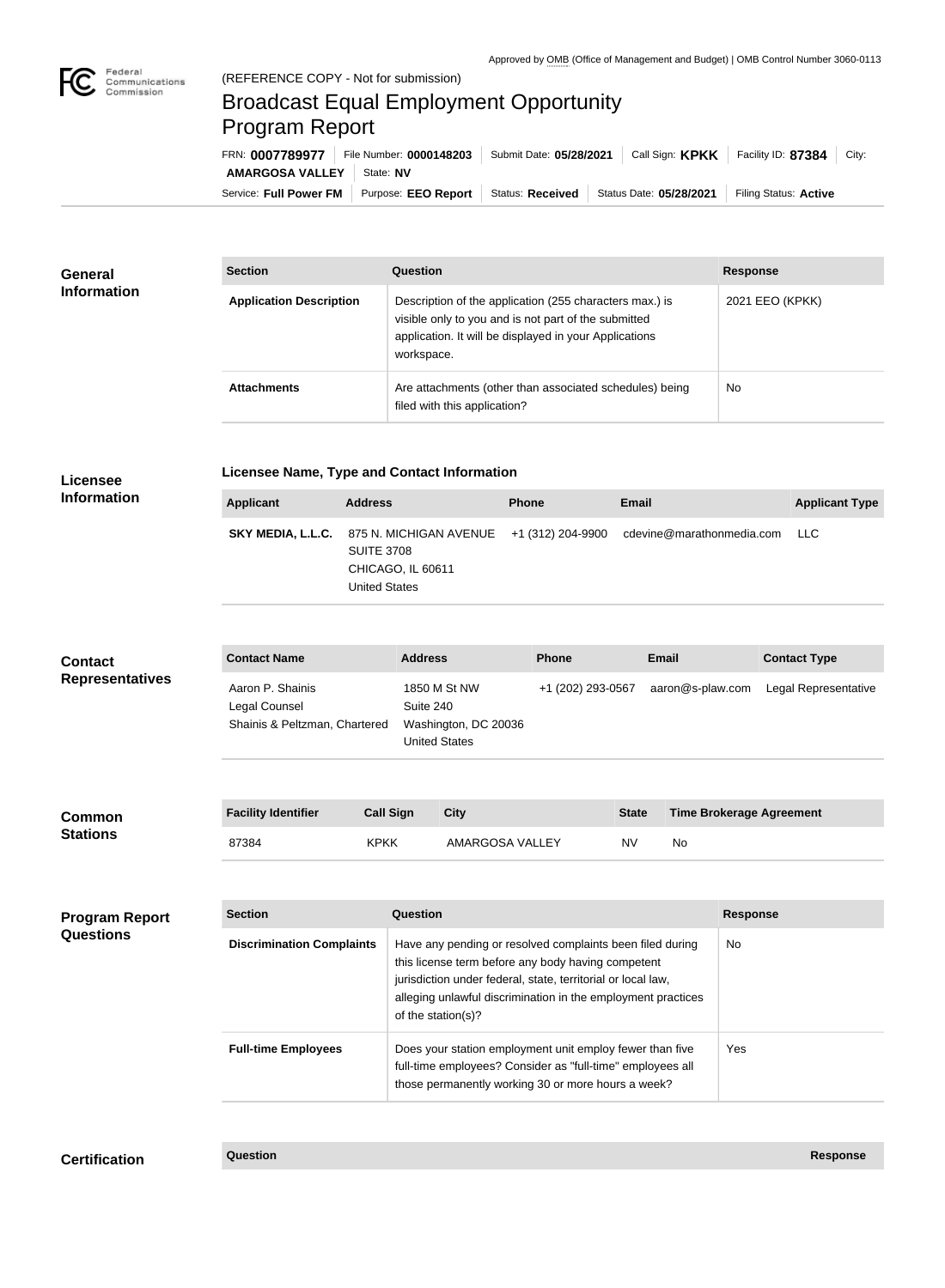Approved by OMB (Office of Management and Budget) | OMB Control Number 3060-0113

(REFERENCE COPY - Not for submission)

# Broadcast Equal Employment Opportunity Program Report

FRN: **0007789977** | File Number: **0000148203** | Submit Date: **05/28/2021** | Call Sign: **KPKK** | Facility ID: **87384** | City: **AMARGOSA VALLEY** | State: **NV**

Service: **Full Power FM** | Purpose: **EEO Report** | Status: **Received** | Status Date: **05/28/2021** | Filing Status: **Active**

## General Information

| Section | Question | Response |
| --- | --- | --- |
| **Application Description** | Description of the application (255 characters max.) is visible only to you and is not part of the submitted application. It will be displayed in your Applications workspace. | 2021 EEO (KPKK) |
| **Attachments** | Are attachments (other than associated schedules) being filed with this application? | No |

## Licensee Information

### Licensee Name, Type and Contact Information

| Applicant | Address | Phone | Email | Applicant Type |
| --- | --- | --- | --- | --- |
| **SKY MEDIA, L.L.C.** | 875 N. MICHIGAN AVENUE SUITE 3708 CHICAGO, IL 60611 United States | +1 (312) 204-9900 | cdevine@marathonmedia.com | LLC |

## Contact Representatives

| Contact Name | Address | Phone | Email | Contact Type |
| --- | --- | --- | --- | --- |
| Aaron P. Shainis Legal Counsel Shainis & Peltzman, Chartered | 1850 M St NW Suite 240 Washington, DC 20036 United States | +1 (202) 293-0567 | aaron@s-plaw.com | Legal Representative |

## Common Stations

| Facility Identifier | Call Sign | City | State | Time Brokerage Agreement |
| --- | --- | --- | --- | --- |
| 87384 | KPKK | AMARGOSA VALLEY | NV | No |

## Program Report Questions

| Section | Question | Response |
| --- | --- | --- |
| **Discrimination Complaints** | Have any pending or resolved complaints been filed during this license term before any body having competent jurisdiction under federal, state, territorial or local law, alleging unlawful discrimination in the employment practices of the station(s)? | No |
| **Full-time Employees** | Does your station employment unit employ fewer than five full-time employees? Consider as "full-time" employees all those permanently working 30 or more hours a week? | Yes |

## Certification

| Question | Response |
| --- | --- |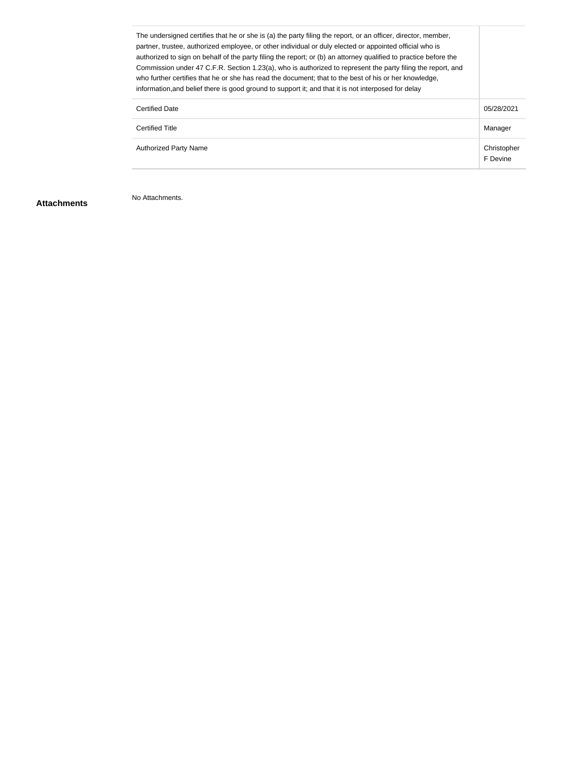| | |
|---|---|
| The undersigned certifies that he or she is (a) the party filing the report, or an officer, director, member, partner, trustee, authorized employee, or other individual or duly elected or appointed official who is authorized to sign on behalf of the party filing the report; or (b) an attorney qualified to practice before the Commission under 47 C.F.R. Section 1.23(a), who is authorized to represent the party filing the report, and who further certifies that he or she has read the document; that to the best of his or her knowledge, information,and belief there is good ground to support it; and that it is not interposed for delay | |
| Certified Date | 05/28/2021 |
| Certified Title | Manager |
| Authorized Party Name | Christopher F Devine |

**Attachments**

No Attachments.